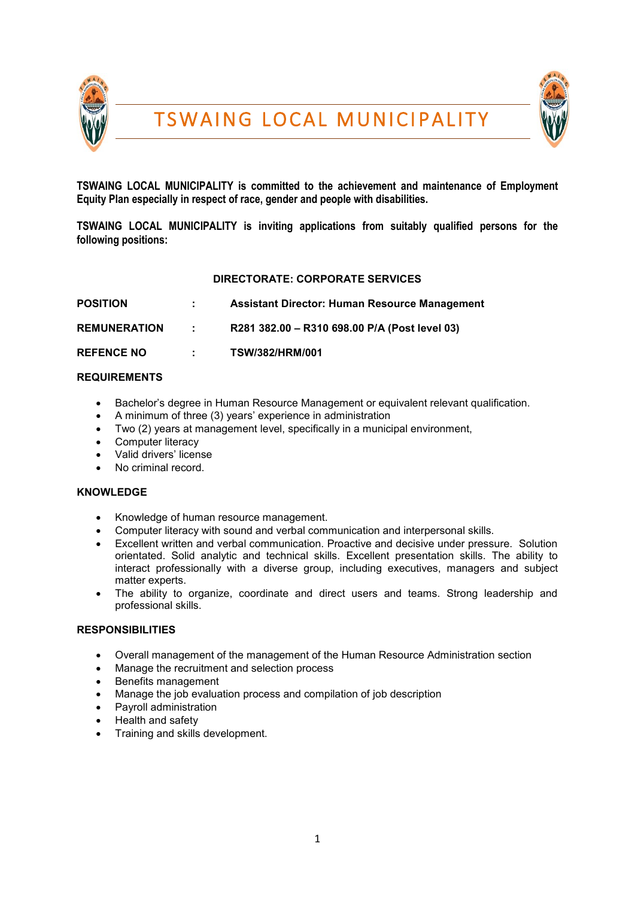# TSWAING LOCAL MUNICIPALITY

**TSWAING LOCAL MUNICIPALITY is committed to the achievement and maintenance of Employment Equity Plan especially in respect of race, gender and people with disabilities.**

**TSWAING LOCAL MUNICIPALITY is inviting applications from suitably qualified persons for the following positions:**

## DIRECTORATE: CORPORATE SERVICES

**POSITION** : **Assistant Director: Human Resource Management**

**REMUNERATION** : **R281 382.00 – R310 698.00 P/A (Post level 03)**

**REFENCE NO** : **TSW/382/HRM/001**

### REQUIREMENTS

- Bachelor's degree in Human Resource Management or equivalent relevant qualification.
- A minimum of three (3) years' experience in administration
- Two (2) years at management level, specifically in a municipal environment,
- Computer literacy
- Valid drivers' license
- No criminal record.

### KNOWLEDGE

- Knowledge of human resource management.
- Computer literacy with sound and verbal communication and interpersonal skills.
- Excellent written and verbal communication. Proactive and decisive under pressure. Solution orientated. Solid analytic and technical skills. Excellent presentation skills. The ability to interact professionally with a diverse group, including executives, managers and subject matter experts.
- The ability to organize, coordinate and direct users and teams. Strong leadership and professional skills.

### RESPONSIBILITIES

- Overall management of the management of the Human Resource Administration section
- Manage the recruitment and selection process
- Benefits management
- Manage the job evaluation process and compilation of job description
- Payroll administration
- Health and safety
- Training and skills development.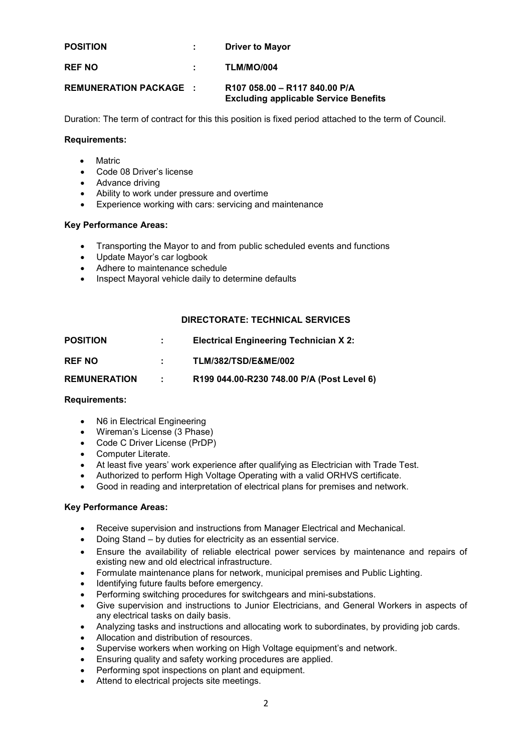**POSITION** : **Driver to Mayor**

**REF NO** : **TLM/MO/004**

**REMUNERATION PACKAGE** : **R107 058.00 – R117 840.00 P/A Excluding applicable Service Benefits**

Duration: The term of contract for this this position is fixed period attached to the term of Council.

**Requirements:**

- Matric
- Code 08 Driver's license
- Advance driving
- Ability to work under pressure and overtime
- Experience working with cars: servicing and maintenance

**Key Performance Areas:**

- Transporting the Mayor to and from public scheduled events and functions
- Update Mayor's car logbook
- Adhere to maintenance schedule
- Inspect Mayoral vehicle daily to determine defaults

## DIRECTORATE: TECHNICAL SERVICES

**POSITION** : **Electrical Engineering Technician X 2:**

**REF NO** : **TLM/382/TSD/E&ME/002**

**REMUNERATION** : **R199 044.00-R230 748.00 P/A (Post Level 6)**

**Requirements:**

- N6 in Electrical Engineering
- Wireman's License (3 Phase)
- Code C Driver License (PrDP)
- Computer Literate.
- At least five years' work experience after qualifying as Electrician with Trade Test.
- Authorized to perform High Voltage Operating with a valid ORHVS certificate.
- Good in reading and interpretation of electrical plans for premises and network.

**Key Performance Areas:**

- Receive supervision and instructions from Manager Electrical and Mechanical.
- Doing Stand – by duties for electricity as an essential service.
- Ensure the availability of reliable electrical power services by maintenance and repairs of existing new and old electrical infrastructure.
- Formulate maintenance plans for network, municipal premises and Public Lighting.
- Identifying future faults before emergency.
- Performing switching procedures for switchgears and mini-substations.
- Give supervision and instructions to Junior Electricians, and General Workers in aspects of any electrical tasks on daily basis.
- Analyzing tasks and instructions and allocating work to subordinates, by providing job cards.
- Allocation and distribution of resources.
- Supervise workers when working on High Voltage equipment's and network.
- Ensuring quality and safety working procedures are applied.
- Performing spot inspections on plant and equipment.
- Attend to electrical projects site meetings.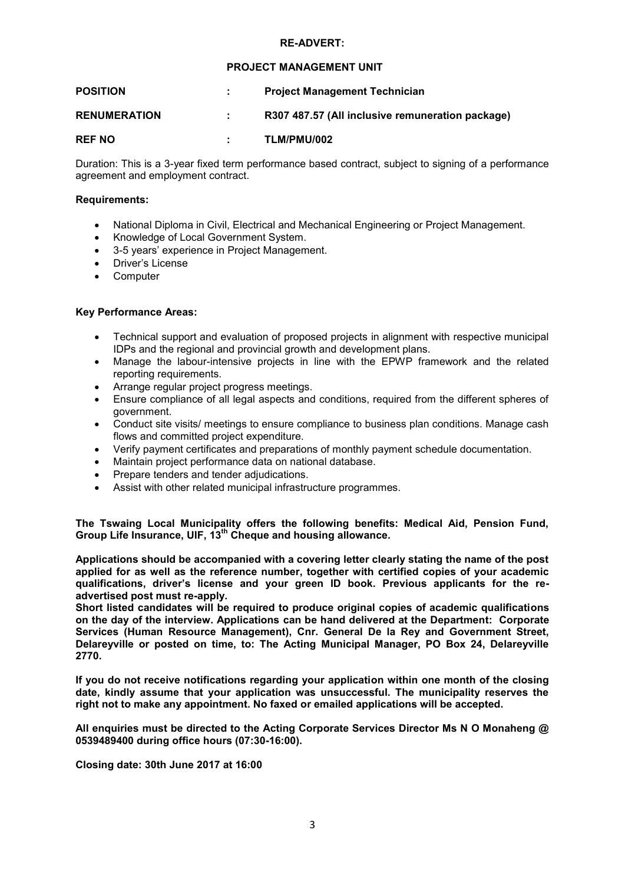**RE-ADVERT:**

**PROJECT MANAGEMENT UNIT**

| | | |
|---|---|---|
| **POSITION** | **:** | **Project Management Technician** |
| **RENUMERATION** | **:** | **R307 487.57 (All inclusive remuneration package)** |
| **REF NO** | **:** | **TLM/PMU/002** |

Duration: This is a 3-year fixed term performance based contract, subject to signing of a performance agreement and employment contract.

**Requirements:**

- National Diploma in Civil, Electrical and Mechanical Engineering or Project Management.
- Knowledge of Local Government System.
- 3-5 years' experience in Project Management.
- Driver's License
- Computer

**Key Performance Areas:**

- Technical support and evaluation of proposed projects in alignment with respective municipal IDPs and the regional and provincial growth and development plans.
- Manage the labour-intensive projects in line with the EPWP framework and the related reporting requirements.
- Arrange regular project progress meetings.
- Ensure compliance of all legal aspects and conditions, required from the different spheres of government.
- Conduct site visits/ meetings to ensure compliance to business plan conditions. Manage cash flows and committed project expenditure.
- Verify payment certificates and preparations of monthly payment schedule documentation.
- Maintain project performance data on national database.
- Prepare tenders and tender adjudications.
- Assist with other related municipal infrastructure programmes.

**The Tswaing Local Municipality offers the following benefits: Medical Aid, Pension Fund, Group Life Insurance, UIF, 13th Cheque and housing allowance.**

**Applications should be accompanied with a covering letter clearly stating the name of the post applied for as well as the reference number, together with certified copies of your academic qualifications, driver's license and your green ID book. Previous applicants for the re-advertised post must re-apply.**

**Short listed candidates will be required to produce original copies of academic qualifications on the day of the interview. Applications can be hand delivered at the Department: Corporate Services (Human Resource Management), Cnr. General De la Rey and Government Street, Delareyville or posted on time, to: The Acting Municipal Manager, PO Box 24, Delareyville 2770.**

**If you do not receive notifications regarding your application within one month of the closing date, kindly assume that your application was unsuccessful. The municipality reserves the right not to make any appointment. No faxed or emailed applications will be accepted.**

**All enquiries must be directed to the Acting Corporate Services Director Ms N O Monaheng @ 0539489400 during office hours (07:30-16:00).**

**Closing date: 30th June 2017 at 16:00**